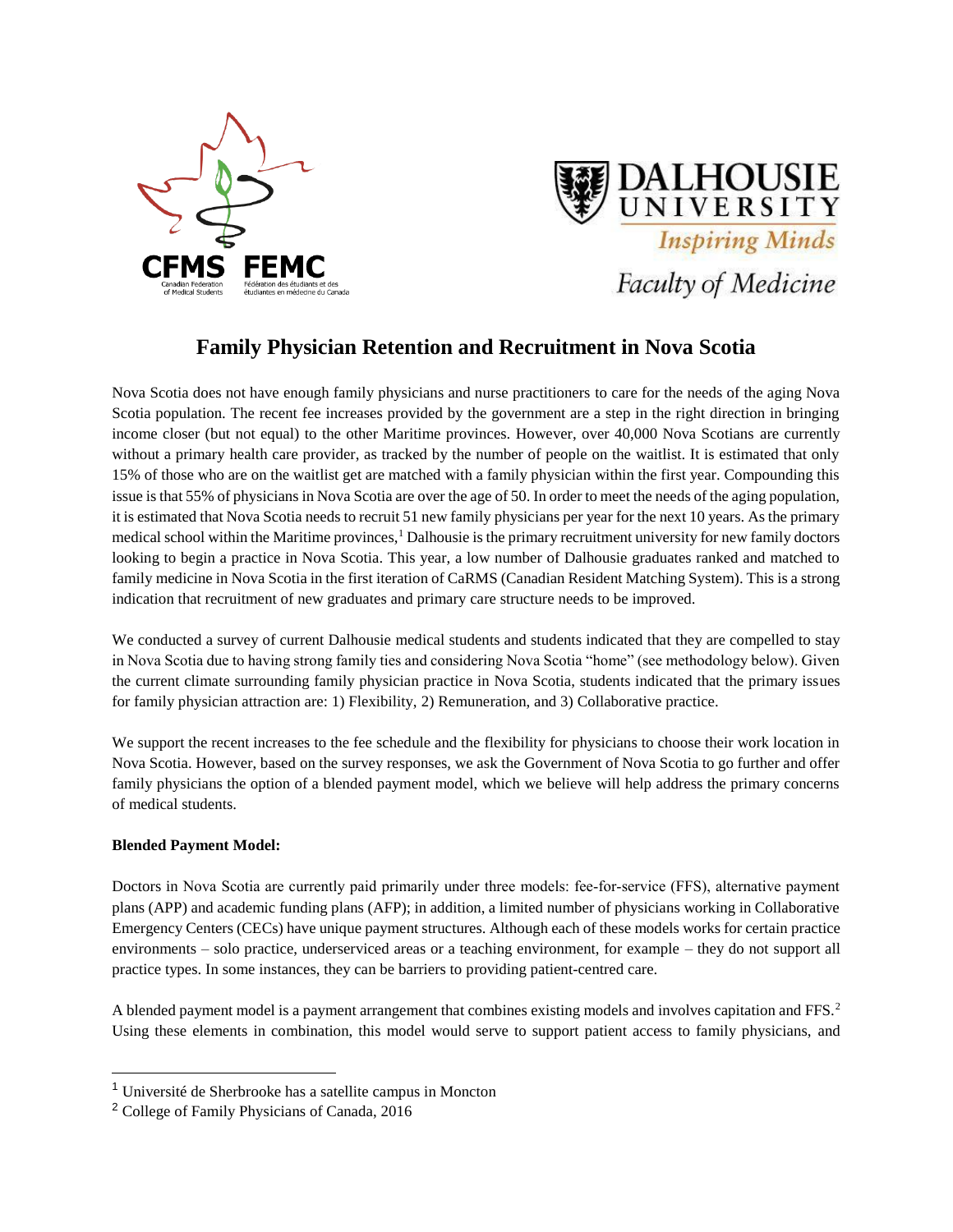# Family Physician Retention and Recruitment in Nova Scotia

Nova Scotia does not have enough family physicians and nurse practitioners to care for the needs of the aging Nova Scotia population. The recent fee increases provided by the government are a step in the right direction in bringing income closer (but not equal) to the other Maritime provinces. However, over 40,000 Nova Scotians are currently without a primary health care provider, as tracked by the number of people on the waitlist. It is estimated that only 15% of those who are on the waitlist get are matched with a family physician within the first year. Compounding this issue is that 55% of physicians in Nova Scotia are over the age of 50. In order to meet the needs of the aging population, it is estimated that Nova Scotia needs to recruit 51 new family physicians per year for the next 10 years. As the primary medical school within the Maritime provinces,[1] Dalhousie is the primary recruitment university for new family doctors looking to begin a practice in Nova Scotia. This year, a low number of Dalhousie graduates ranked and matched to family medicine in Nova Scotia in the first iteration of CaRMS (Canadian Resident Matching System). This is a strong indication that recruitment of new graduates and primary care structure needs to be improved.

We conducted a survey of current Dalhousie medical students and students indicated that they are compelled to stay in Nova Scotia due to having strong family ties and considering Nova Scotia "home" (see methodology below). Given the current climate surrounding family physician practice in Nova Scotia, students indicated that the primary issues for family physician attraction are: 1) Flexibility, 2) Remuneration, and 3) Collaborative practice.

We support the recent increases to the fee schedule and the flexibility for physicians to choose their work location in Nova Scotia. However, based on the survey responses, we ask the Government of Nova Scotia to go further and offer family physicians the option of a blended payment model, which we believe will help address the primary concerns of medical students.

**Blended Payment Model:**

Doctors in Nova Scotia are currently paid primarily under three models: fee-for-service (FFS), alternative payment plans (APP) and academic funding plans (AFP); in addition, a limited number of physicians working in Collaborative Emergency Centers (CECs) have unique payment structures. Although each of these models works for certain practice environments – solo practice, underserviced areas or a teaching environment, for example – they do not support all practice types. In some instances, they can be barriers to providing patient-centred care.

A blended payment model is a payment arrangement that combines existing models and involves capitation and FFS.[2] Using these elements in combination, this model would serve to support patient access to family physicians, and

---

[1] Université de Sherbrooke has a satellite campus in Moncton

[2] College of Family Physicians of Canada, 2016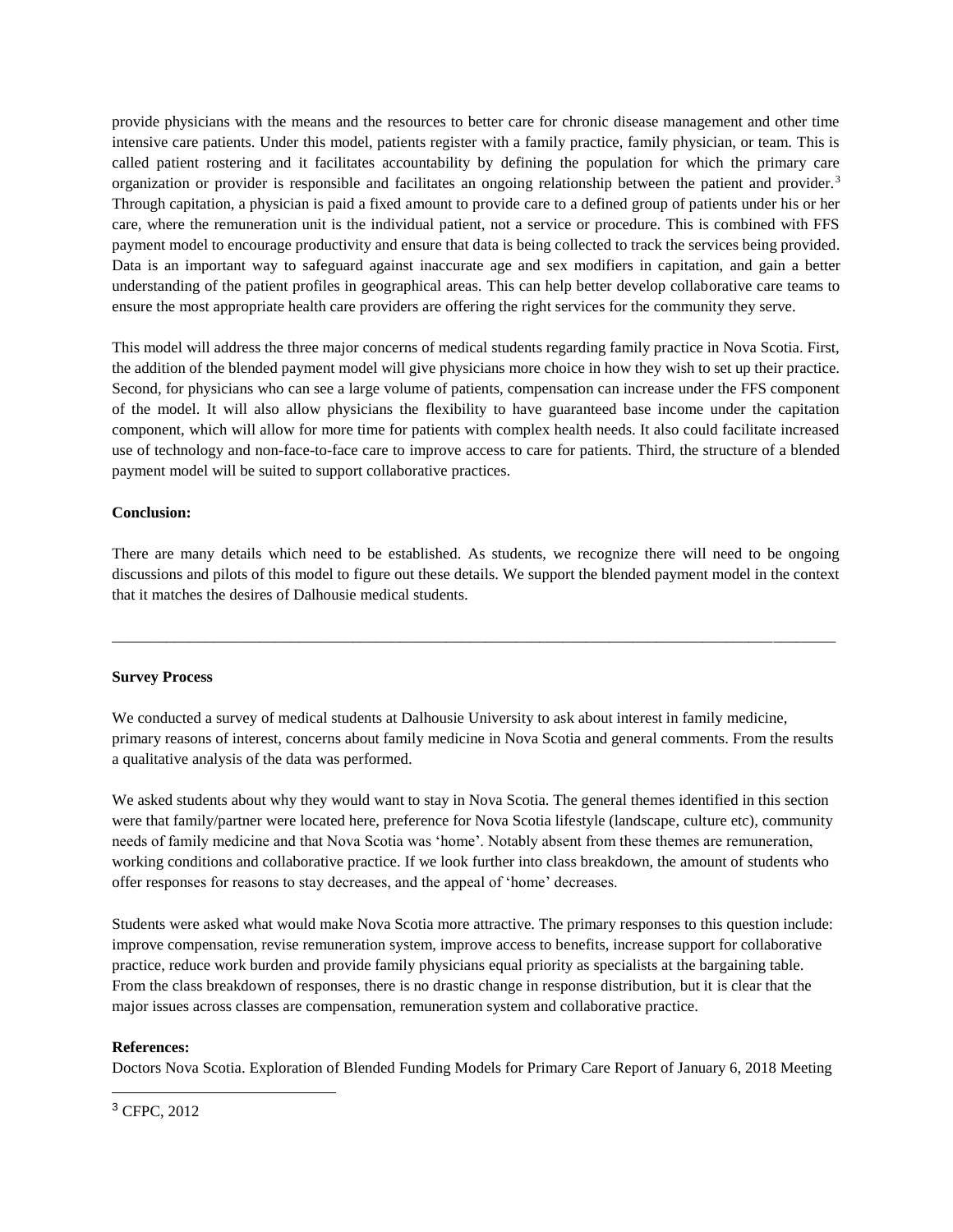provide physicians with the means and the resources to better care for chronic disease management and other time intensive care patients. Under this model, patients register with a family practice, family physician, or team. This is called patient rostering and it facilitates accountability by defining the population for which the primary care organization or provider is responsible and facilitates an ongoing relationship between the patient and provider.[3] Through capitation, a physician is paid a fixed amount to provide care to a defined group of patients under his or her care, where the remuneration unit is the individual patient, not a service or procedure. This is combined with FFS payment model to encourage productivity and ensure that data is being collected to track the services being provided. Data is an important way to safeguard against inaccurate age and sex modifiers in capitation, and gain a better understanding of the patient profiles in geographical areas. This can help better develop collaborative care teams to ensure the most appropriate health care providers are offering the right services for the community they serve.

This model will address the three major concerns of medical students regarding family practice in Nova Scotia. First, the addition of the blended payment model will give physicians more choice in how they wish to set up their practice. Second, for physicians who can see a large volume of patients, compensation can increase under the FFS component of the model. It will also allow physicians the flexibility to have guaranteed base income under the capitation component, which will allow for more time for patients with complex health needs. It also could facilitate increased use of technology and non-face-to-face care to improve access to care for patients. Third, the structure of a blended payment model will be suited to support collaborative practices.

**Conclusion:**

There are many details which need to be established. As students, we recognize there will need to be ongoing discussions and pilots of this model to figure out these details. We support the blended payment model in the context that it matches the desires of Dalhousie medical students.

---

**Survey Process**

We conducted a survey of medical students at Dalhousie University to ask about interest in family medicine, primary reasons of interest, concerns about family medicine in Nova Scotia and general comments. From the results a qualitative analysis of the data was performed.

We asked students about why they would want to stay in Nova Scotia. The general themes identified in this section were that family/partner were located here, preference for Nova Scotia lifestyle (landscape, culture etc), community needs of family medicine and that Nova Scotia was 'home'. Notably absent from these themes are remuneration, working conditions and collaborative practice. If we look further into class breakdown, the amount of students who offer responses for reasons to stay decreases, and the appeal of 'home' decreases.

Students were asked what would make Nova Scotia more attractive. The primary responses to this question include: improve compensation, revise remuneration system, improve access to benefits, increase support for collaborative practice, reduce work burden and provide family physicians equal priority as specialists at the bargaining table. From the class breakdown of responses, there is no drastic change in response distribution, but it is clear that the major issues across classes are compensation, remuneration system and collaborative practice.

**References:**

Doctors Nova Scotia. Exploration of Blended Funding Models for Primary Care Report of January 6, 2018 Meeting

[3] CFPC, 2012